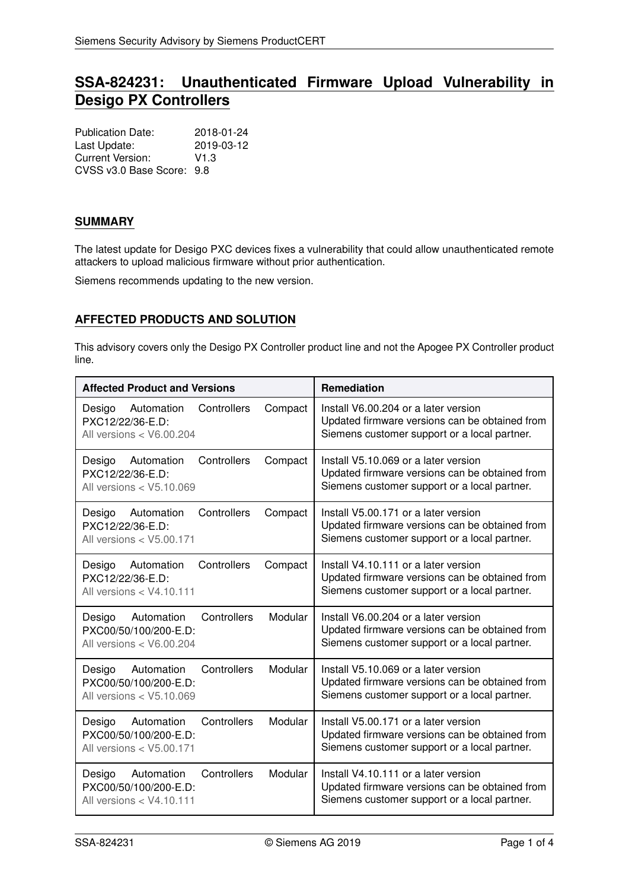# SSA-824231: Unauthenticated Firmware Upload Vulnerability in Desigo PX Controllers

Publication Date: 2018-01-24
Last Update: 2019-03-12
Current Version: V1.3
CVSS v3.0 Base Score: 9.8

## SUMMARY

The latest update for Desigo PXC devices fixes a vulnerability that could allow unauthenticated remote attackers to upload malicious firmware without prior authentication.

Siemens recommends updating to the new version.

## AFFECTED PRODUCTS AND SOLUTION

This advisory covers only the Desigo PX Controller product line and not the Apogee PX Controller product line.

| Affected Product and Versions | Remediation |
|---|---|
| Desigo Automation Controllers Compact PXC12/22/36-E.D:<br>All versions < V6.00.204 | Install V6.00.204 or a later version<br>Updated firmware versions can be obtained from Siemens customer support or a local partner. |
| Desigo Automation Controllers Compact PXC12/22/36-E.D:<br>All versions < V5.10.069 | Install V5.10.069 or a later version<br>Updated firmware versions can be obtained from Siemens customer support or a local partner. |
| Desigo Automation Controllers Compact PXC12/22/36-E.D:<br>All versions < V5.00.171 | Install V5.00.171 or a later version<br>Updated firmware versions can be obtained from Siemens customer support or a local partner. |
| Desigo Automation Controllers Compact PXC12/22/36-E.D:<br>All versions < V4.10.111 | Install V4.10.111 or a later version<br>Updated firmware versions can be obtained from Siemens customer support or a local partner. |
| Desigo Automation Controllers Modular PXC00/50/100/200-E.D:<br>All versions < V6.00.204 | Install V6.00.204 or a later version<br>Updated firmware versions can be obtained from Siemens customer support or a local partner. |
| Desigo Automation Controllers Modular PXC00/50/100/200-E.D:<br>All versions < V5.10.069 | Install V5.10.069 or a later version<br>Updated firmware versions can be obtained from Siemens customer support or a local partner. |
| Desigo Automation Controllers Modular PXC00/50/100/200-E.D:<br>All versions < V5.00.171 | Install V5.00.171 or a later version<br>Updated firmware versions can be obtained from Siemens customer support or a local partner. |
| Desigo Automation Controllers Modular PXC00/50/100/200-E.D:<br>All versions < V4.10.111 | Install V4.10.111 or a later version<br>Updated firmware versions can be obtained from Siemens customer support or a local partner. |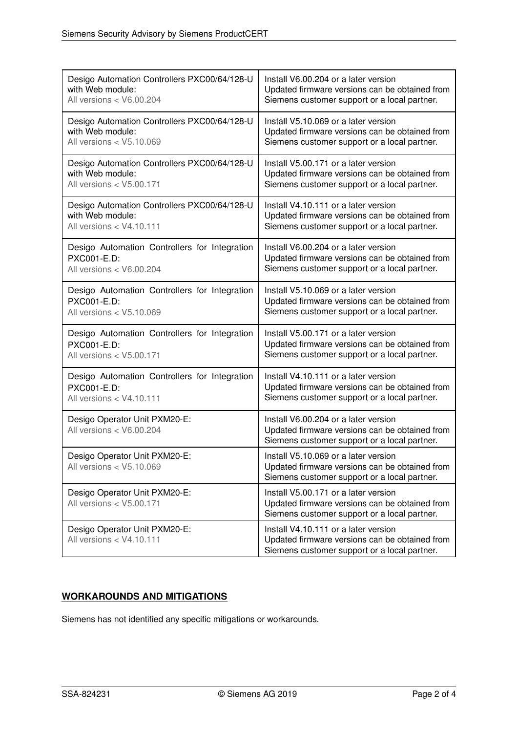| | |
|---|---|
| Desigo Automation Controllers PXC00/64/128-U with Web module:<br>All versions < V6.00.204 | Install V6.00.204 or a later version<br>Updated firmware versions can be obtained from Siemens customer support or a local partner. |
| Desigo Automation Controllers PXC00/64/128-U with Web module:<br>All versions < V5.10.069 | Install V5.10.069 or a later version<br>Updated firmware versions can be obtained from Siemens customer support or a local partner. |
| Desigo Automation Controllers PXC00/64/128-U with Web module:<br>All versions < V5.00.171 | Install V5.00.171 or a later version<br>Updated firmware versions can be obtained from Siemens customer support or a local partner. |
| Desigo Automation Controllers PXC00/64/128-U with Web module:<br>All versions < V4.10.111 | Install V4.10.111 or a later version<br>Updated firmware versions can be obtained from Siemens customer support or a local partner. |
| Desigo Automation Controllers for Integration PXC001-E.D:<br>All versions < V6.00.204 | Install V6.00.204 or a later version<br>Updated firmware versions can be obtained from Siemens customer support or a local partner. |
| Desigo Automation Controllers for Integration PXC001-E.D:<br>All versions < V5.10.069 | Install V5.10.069 or a later version<br>Updated firmware versions can be obtained from Siemens customer support or a local partner. |
| Desigo Automation Controllers for Integration PXC001-E.D:<br>All versions < V5.00.171 | Install V5.00.171 or a later version<br>Updated firmware versions can be obtained from Siemens customer support or a local partner. |
| Desigo Automation Controllers for Integration PXC001-E.D:<br>All versions < V4.10.111 | Install V4.10.111 or a later version<br>Updated firmware versions can be obtained from Siemens customer support or a local partner. |
| Desigo Operator Unit PXM20-E:<br>All versions < V6.00.204 | Install V6.00.204 or a later version<br>Updated firmware versions can be obtained from Siemens customer support or a local partner. |
| Desigo Operator Unit PXM20-E:<br>All versions < V5.10.069 | Install V5.10.069 or a later version<br>Updated firmware versions can be obtained from Siemens customer support or a local partner. |
| Desigo Operator Unit PXM20-E:<br>All versions < V5.00.171 | Install V5.00.171 or a later version<br>Updated firmware versions can be obtained from Siemens customer support or a local partner. |
| Desigo Operator Unit PXM20-E:<br>All versions < V4.10.111 | Install V4.10.111 or a later version<br>Updated firmware versions can be obtained from Siemens customer support or a local partner. |

## WORKAROUNDS AND MITIGATIONS

Siemens has not identified any specific mitigations or workarounds.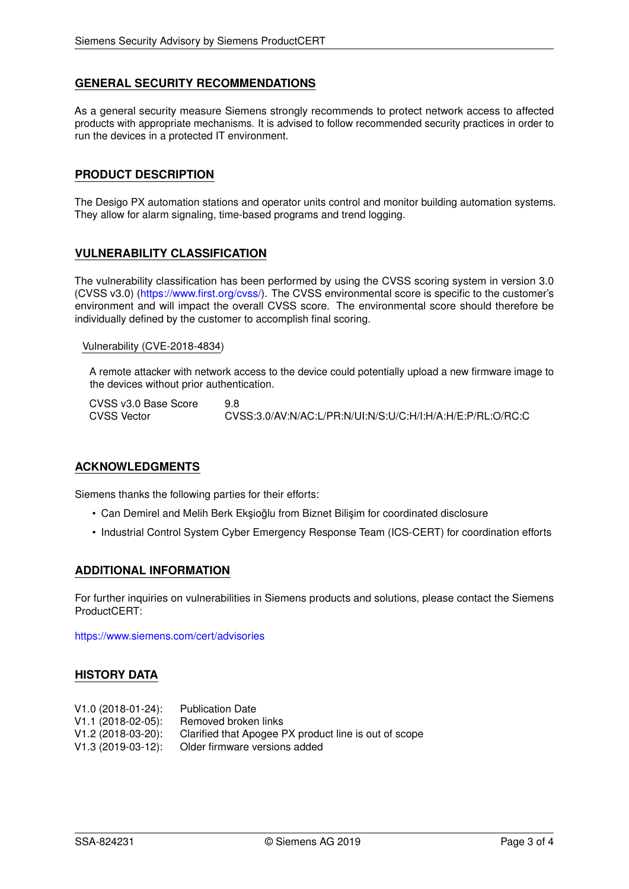## GENERAL SECURITY RECOMMENDATIONS

As a general security measure Siemens strongly recommends to protect network access to affected products with appropriate mechanisms. It is advised to follow recommended security practices in order to run the devices in a protected IT environment.

## PRODUCT DESCRIPTION

The Desigo PX automation stations and operator units control and monitor building automation systems. They allow for alarm signaling, time-based programs and trend logging.

## VULNERABILITY CLASSIFICATION

The vulnerability classification has been performed by using the CVSS scoring system in version 3.0 (CVSS v3.0) (https://www.first.org/cvss/). The CVSS environmental score is specific to the customer's environment and will impact the overall CVSS score. The environmental score should therefore be individually defined by the customer to accomplish final scoring.

### Vulnerability (CVE-2018-4834)

A remote attacker with network access to the device could potentially upload a new firmware image to the devices without prior authentication.

| | |
|---|---|
| CVSS v3.0 Base Score | 9.8 |
| CVSS Vector | CVSS:3.0/AV:N/AC:L/PR:N/UI:N/S:U/C:H/I:H/A:H/E:P/RL:O/RC:C |

## ACKNOWLEDGMENTS

Siemens thanks the following parties for their efforts:

- Can Demirel and Melih Berk Ekşioğlu from Biznet Bilişim for coordinated disclosure
- Industrial Control System Cyber Emergency Response Team (ICS-CERT) for coordination efforts

## ADDITIONAL INFORMATION

For further inquiries on vulnerabilities in Siemens products and solutions, please contact the Siemens ProductCERT:

https://www.siemens.com/cert/advisories

## HISTORY DATA

| | |
|---|---|
| V1.0 (2018-01-24): | Publication Date |
| V1.1 (2018-02-05): | Removed broken links |
| V1.2 (2018-03-20): | Clarified that Apogee PX product line is out of scope |
| V1.3 (2019-03-12): | Older firmware versions added |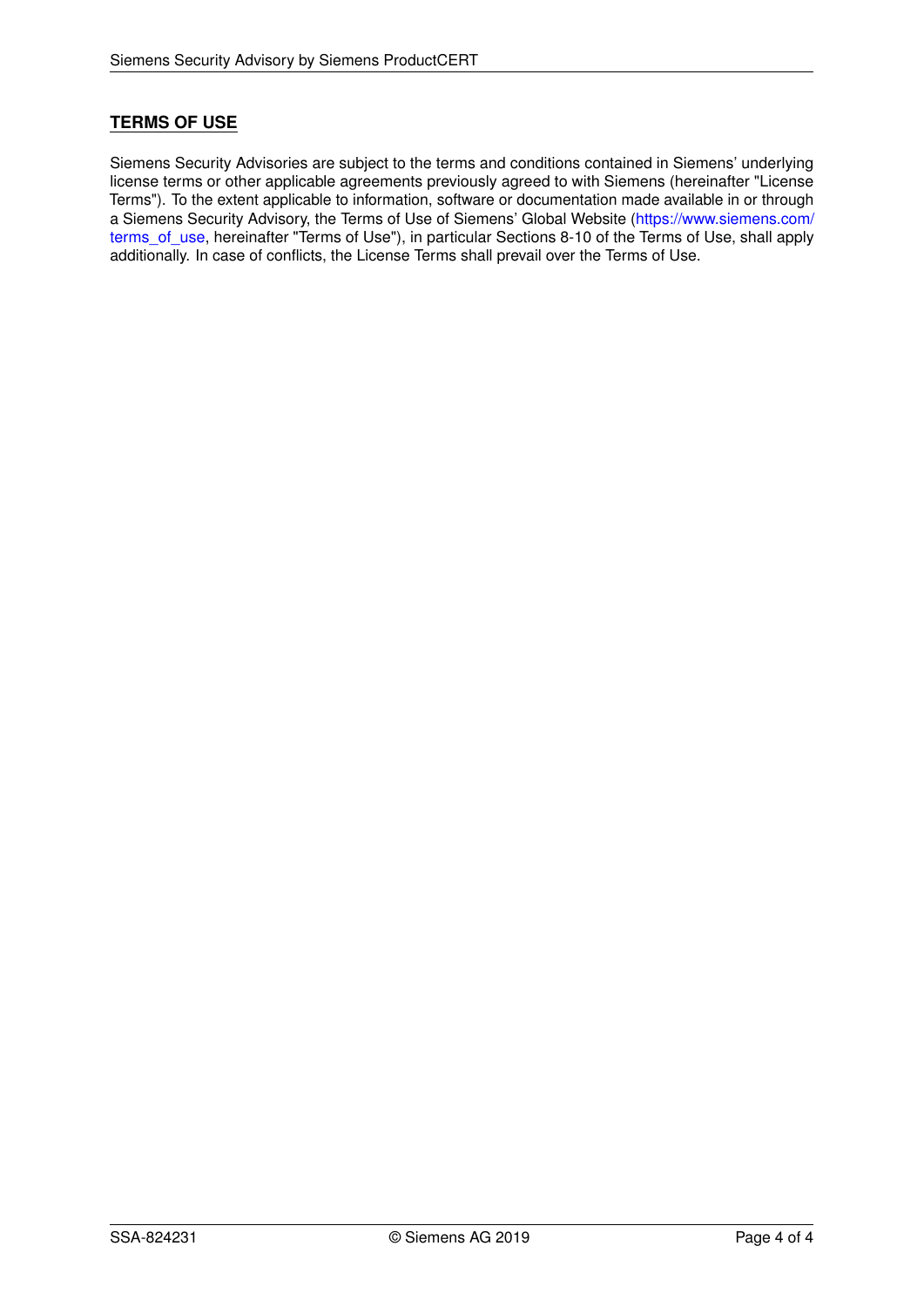## TERMS OF USE

Siemens Security Advisories are subject to the terms and conditions contained in Siemens' underlying license terms or other applicable agreements previously agreed to with Siemens (hereinafter "License Terms"). To the extent applicable to information, software or documentation made available in or through a Siemens Security Advisory, the Terms of Use of Siemens' Global Website (https://www.siemens.com/terms_of_use, hereinafter "Terms of Use"), in particular Sections 8-10 of the Terms of Use, shall apply additionally. In case of conflicts, the License Terms shall prevail over the Terms of Use.